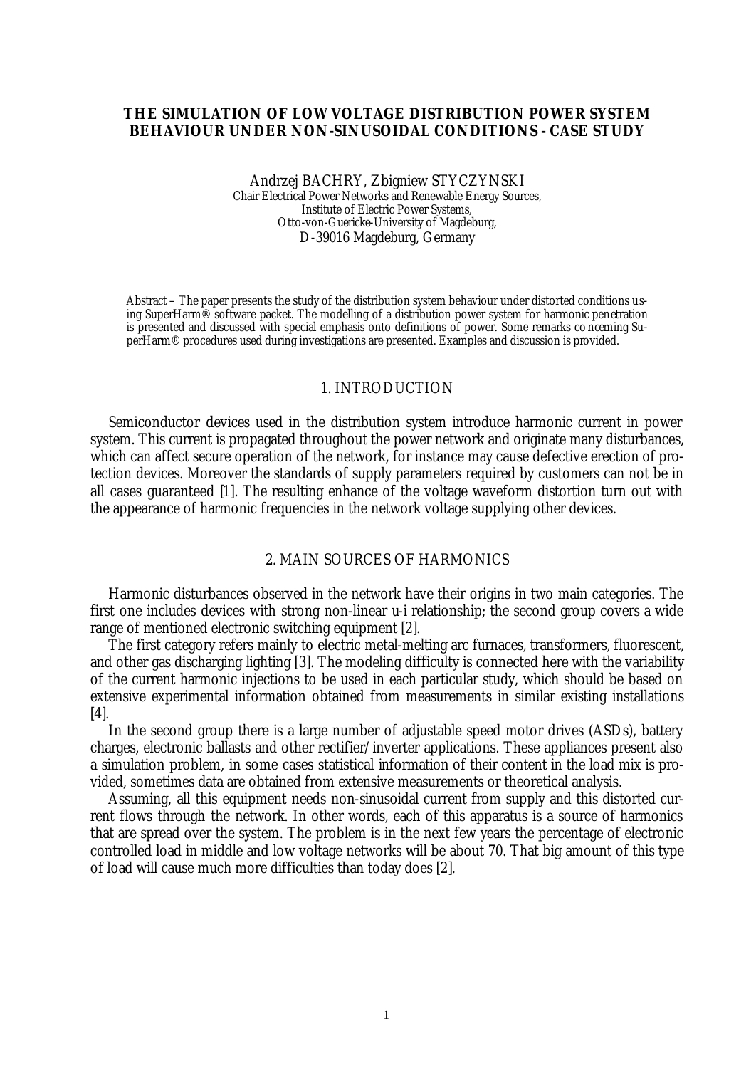# THE SIMULATION OF LOW VOLTAGE DISTRIBUTION POWER SYSTEM BEHAVIOUR UNDER NON-SINUSOIDAL CONDITIONS - CASE STUDY

Andrzej BACHRY, Zbigniew STYCZYNSKI
Chair Electrical Power Networks and Renewable Energy Sources,
Institute of Electric Power Systems,
Otto-von-Guericke-University of Magdeburg,
D-39016 Magdeburg, Germany

Abstract – The paper presents the study of the distribution system behaviour under distorted conditions using SuperHarm® software packet. The modelling of a distribution power system for harmonic penetration is presented and discussed with special emphasis onto definitions of power. Some remarks concerning SuperHarm® procedures used during investigations are presented. Examples and discussion is provided.

## 1. INTRODUCTION

Semiconductor devices used in the distribution system introduce harmonic current in power system. This current is propagated throughout the power network and originate many disturbances, which can affect secure operation of the network, for instance may cause defective erection of protection devices. Moreover the standards of supply parameters required by customers can not be in all cases guaranteed [1]. The resulting enhance of the voltage waveform distortion turn out with the appearance of harmonic frequencies in the network voltage supplying other devices.

## 2. MAIN SOURCES OF HARMONICS

Harmonic disturbances observed in the network have their origins in two main categories. The first one includes devices with strong non-linear u-i relationship; the second group covers a wide range of mentioned electronic switching equipment [2].

The first category refers mainly to electric metal-melting arc furnaces, transformers, fluorescent, and other gas discharging lighting [3]. The modeling difficulty is connected here with the variability of the current harmonic injections to be used in each particular study, which should be based on extensive experimental information obtained from measurements in similar existing installations [4].

In the second group there is a large number of adjustable speed motor drives (ASDs), battery charges, electronic ballasts and other rectifier/inverter applications. These appliances present also a simulation problem, in some cases statistical information of their content in the load mix is provided, sometimes data are obtained from extensive measurements or theoretical analysis.

Assuming, all this equipment needs non-sinusoidal current from supply and this distorted current flows through the network. In other words, each of this apparatus is a source of harmonics that are spread over the system. The problem is in the next few years the percentage of electronic controlled load in middle and low voltage networks will be about 70. That big amount of this type of load will cause much more difficulties than today does [2].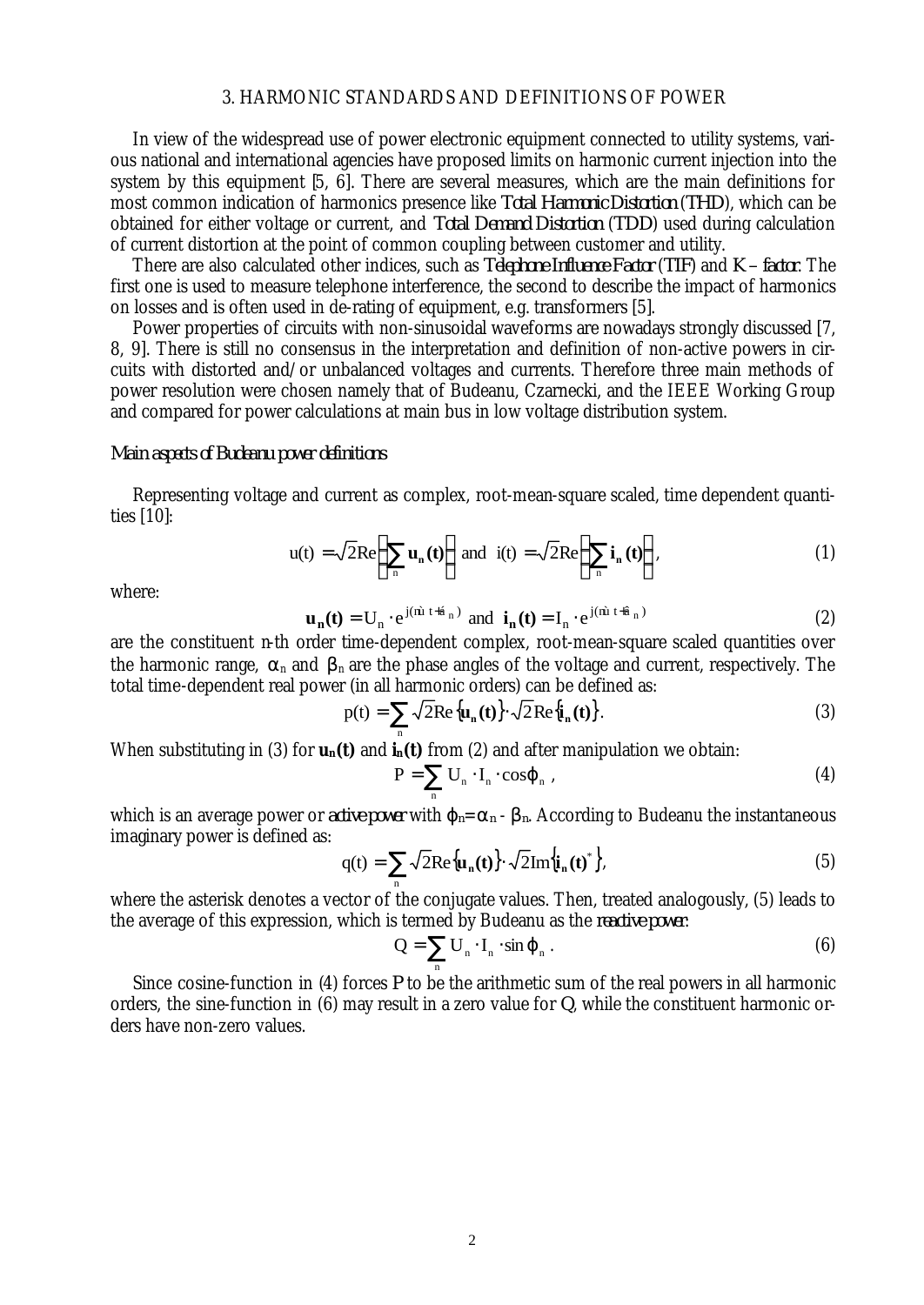### 3. HARMONIC STANDARDS AND DEFINITIONS OF POWER

In view of the widespread use of power electronic equipment connected to utility systems, various national and international agencies have proposed limits on harmonic current injection into the system by this equipment [5, 6]. There are several measures, which are the main definitions for most common indication of harmonics presence like *Total Harmonic Distortion* (*THD*), which can be obtained for either voltage or current, and *Total Demand Distortion* (*TDD*) used during calculation of current distortion at the point of common coupling between customer and utility.

There are also calculated other indices, such as *Telephone Influence Factor* (*TIF*) and *K – factor*. The first one is used to measure telephone interference, the second to describe the impact of harmonics on losses and is often used in de-rating of equipment, e.g. transformers [5].

Power properties of circuits with non-sinusoidal waveforms are nowadays strongly discussed [7, 8, 9]. There is still no consensus in the interpretation and definition of non-active powers in circuits with distorted and/or unbalanced voltages and currents. Therefore three main methods of power resolution were chosen namely that of Budeanu, Czarnecki, and the IEEE Working Group and compared for power calculations at main bus in low voltage distribution system.

#### *Main aspects of Budeanu power definitions*

Representing voltage and current as complex, root-mean-square scaled, time dependent quantities [10]:

$$u(t) = \sqrt{2}\mathrm{Re}\left(\sum_n \mathbf{u_n(t)}\right) \text{ and } i(t) = \sqrt{2}\mathrm{Re}\left(\sum_n \mathbf{i_n(t)}\right), \tag{1}$$

where:

$$\mathbf{u_n(t)} = U_n \cdot e^{j(n\omega t + \alpha_n)} \text{ and } \mathbf{i_n(t)} = I_n \cdot e^{j(n\omega t + \beta_n)} \tag{2}$$

are the constituent n-th order time-dependent complex, root-mean-square scaled quantities over the harmonic range, $\alpha_n$ and $\beta_n$ are the phase angles of the voltage and current, respectively. The total time-dependent real power (in all harmonic orders) can be defined as:

$$p(t) = \sum_n \sqrt{2}\mathrm{Re}\{\mathbf{u_n(t)}\} \cdot \sqrt{2}\mathrm{Re}\{\mathbf{i_n(t)}\}. \tag{3}$$

When substituting in (3) for $\mathbf{u_n(t)}$ and $\mathbf{i_n(t)}$ from (2) and after manipulation we obtain:

$$P = \sum_n U_n \cdot I_n \cdot \cos\varphi_n , \tag{4}$$

which is an average power or *active power* with $\varphi_n = \alpha_n - \beta_n$. According to Budeanu the instantaneous imaginary power is defined as:

$$q(t) = \sum_n \sqrt{2}\mathrm{Re}\{\mathbf{u_n(t)}\} \cdot \sqrt{2}\mathrm{Im}\{\mathbf{i_n(t)}^*\}, \tag{5}$$

where the asterisk denotes a vector of the conjugate values. Then, treated analogously, (5) leads to the average of this expression, which is termed by Budeanu as the *reactive power*:

$$Q = \sum_n U_n \cdot I_n \cdot \sin\varphi_n . \tag{6}$$

Since cosine-function in (4) forces *P* to be the arithmetic sum of the real powers in all harmonic orders, the sine-function in (6) may result in a zero value for *Q*, while the constituent harmonic orders have non-zero values.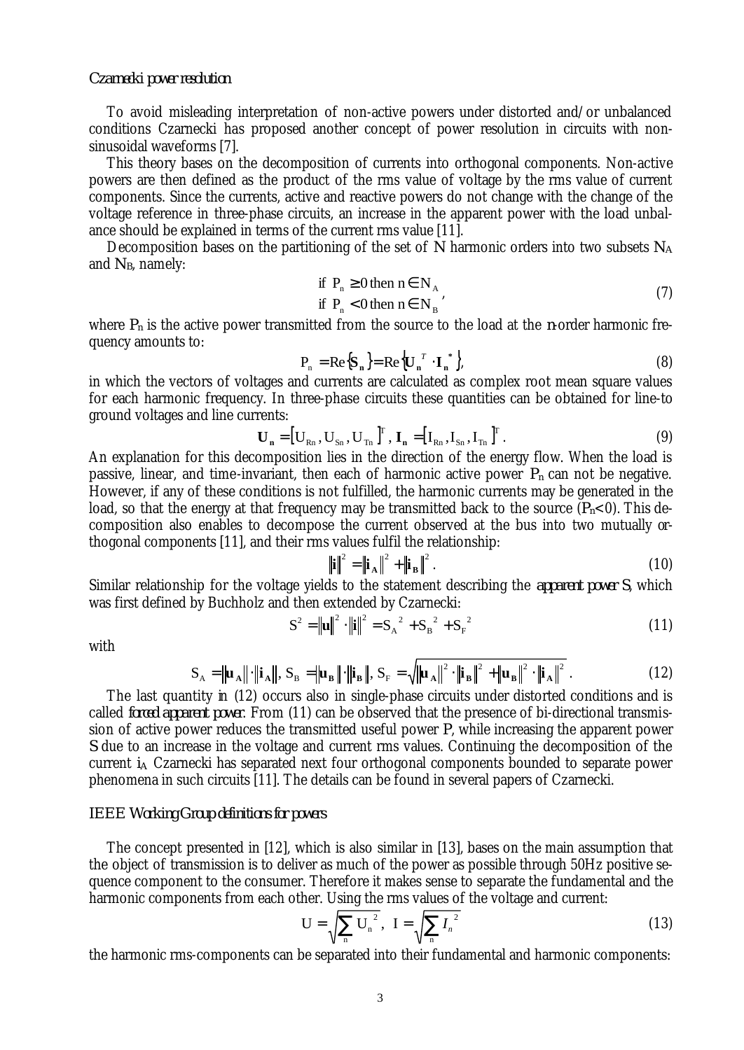### *Czarnecki power resolution*

To avoid misleading interpretation of non-active powers under distorted and/or unbalanced conditions Czarnecki has proposed another concept of power resolution in circuits with non-sinusoidal waveforms [7].

This theory bases on the decomposition of currents into orthogonal components. Non-active powers are then defined as the product of the rms value of voltage by the rms value of current components. Since the currents, active and reactive powers do not change with the change of the voltage reference in three-phase circuits, an increase in the apparent power with the load unbalance should be explained in terms of the current rms value [11].

Decomposition bases on the partitioning of the set of N harmonic orders into two subsets $N_A$ and $N_B$, namely:

$$\begin{aligned} &\text{if } P_n \geq 0 \text{ then } n \in N_A \\ &\text{if } P_n < 0 \text{ then } n \in N_B \end{aligned}, \tag{7}$$

where $P_n$ is the active power transmitted from the source to the load at the *n*-order harmonic frequency amounts to:

$$P_n = \mathrm{Re}\{\mathbf{S_n}\} = \mathrm{Re}\{\mathbf{U_n}^T \cdot \mathbf{I_n}^*\}, \tag{8}$$

in which the vectors of voltages and currents are calculated as complex root mean square values for each harmonic frequency. In three-phase circuits these quantities can be obtained for line-to ground voltages and line currents:

$$\mathbf{U_n} = [U_{Rn}, U_{Sn}, U_{Tn}]^T, \ \mathbf{I_n} = [I_{Rn}, I_{Sn}, I_{Tn}]^T. \tag{9}$$

An explanation for this decomposition lies in the direction of the energy flow. When the load is passive, linear, and time-invariant, then each of harmonic active power $P_n$ can not be negative. However, if any of these conditions is not fulfilled, the harmonic currents may be generated in the load, so that the energy at that frequency may be transmitted back to the source ($P_n$<0). This decomposition also enables to decompose the current observed at the bus into two mutually orthogonal components [11], and their rms values fulfil the relationship:

$$\|\mathbf{i}\|^2 = \|\mathbf{i_A}\|^2 + \|\mathbf{i_B}\|^2. \tag{10}$$

Similar relationship for the voltage yields to the statement describing the *apparent power S*, which was first defined by Buchholz and then extended by Czarnecki:

$$S^2 = \|\mathbf{u}\|^2 \cdot \|\mathbf{i}\|^2 = S_A{}^2 + S_B{}^2 + S_F{}^2 \tag{11}$$

with

$$S_A = \|\mathbf{u_A}\| \cdot \|\mathbf{i_A}\|, \ S_B = \|\mathbf{u_B}\| \cdot \|\mathbf{i_B}\|, \ S_F = \sqrt{\|\mathbf{u_A}\|^2 \cdot \|\mathbf{i_B}\|^2 + \|\mathbf{u_B}\|^2 \cdot \|\mathbf{i_A}\|^2}. \tag{12}$$

The last quantity in (12) occurs also in single-phase circuits under distorted conditions and is called *forced apparent power*. From (11) can be observed that the presence of bi-directional transmission of active power reduces the transmitted useful power P, while increasing the apparent power S due to an increase in the voltage and current rms values. Continuing the decomposition of the current $i_A$ Czarnecki has separated next four orthogonal components bounded to separate power phenomena in such circuits [11]. The details can be found in several papers of Czarnecki.

### *IEEE Working Group definitions for powers*

The concept presented in [12], which is also similar in [13], bases on the main assumption that the object of transmission is to deliver as much of the power as possible through 50Hz positive sequence component to the consumer. Therefore it makes sense to separate the fundamental and the harmonic components from each other. Using the rms values of the voltage and current:

$$U = \sqrt{\sum_n U_n{}^2}, \ I = \sqrt{\sum_n I_n{}^2} \tag{13}$$

the harmonic rms-components can be separated into their fundamental and harmonic components: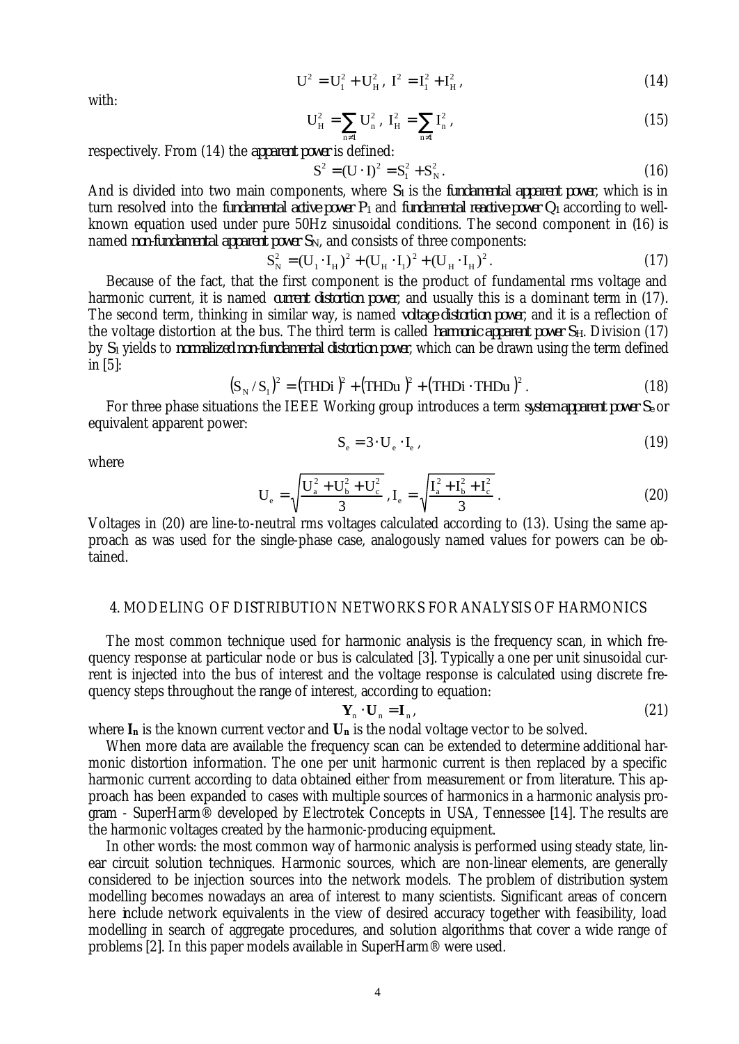$$U^2 = U_1^2 + U_H^2,\ I^2 = I_1^2 + I_H^2, \tag{14}$$

with:

$$U_H^2 = \sum_{n \neq 1} U_n^2,\ I_H^2 = \sum_{n \neq 1} I_n^2, \tag{15}$$

respectively. From (14) the *apparent power* is defined:

$$S^2 = (U \cdot I)^2 = S_1^2 + S_N^2. \tag{16}$$

And is divided into two main components, where $S_1$ is the *fundamental apparent power*, which is in turn resolved into the *fundamental active power* $P_1$ and *fundamental reactive power* $Q_1$ according to well-known equation used under pure 50Hz sinusoidal conditions. The second component in (16) is named *non-fundamental apparent power* $S_N$, and consists of three components:

$$S_N^2 = (U_1 \cdot I_H)^2 + (U_H \cdot I_1)^2 + (U_H \cdot I_H)^2. \tag{17}$$

Because of the fact, that the first component is the product of fundamental rms voltage and harmonic current, it is named *current distortion power*, and usually this is a dominant term in (17). The second term, thinking in similar way, is named *voltage distortion power*, and it is a reflection of the voltage distortion at the bus. The third term is called *harmonic apparent power* $S_H$. Division (17) by $S_1$ yields to *normalized non-fundamental distortion power*, which can be drawn using the term defined in [5]:

$$(S_N / S_1)^2 = (THDi)^2 + (THDu)^2 + (THDi \cdot THDu)^2. \tag{18}$$

For three phase situations the IEEE Working group introduces a term *system apparent power* $S_e$ or equivalent apparent power:

$$S_e = 3 \cdot U_e \cdot I_e, \tag{19}$$

where

$$U_e = \sqrt{\frac{U_a^2 + U_b^2 + U_c^2}{3}},\ I_e = \sqrt{\frac{I_a^2 + I_b^2 + I_c^2}{3}}. \tag{20}$$

Voltages in (20) are line-to-neutral rms voltages calculated according to (13). Using the same approach as was used for the single-phase case, analogously named values for powers can be obtained.

## 4. MODELING OF DISTRIBUTION NETWORKS FOR ANALYSIS OF HARMONICS

The most common technique used for harmonic analysis is the frequency scan, in which frequency response at particular node or bus is calculated [3]. Typically a one per unit sinusoidal current is injected into the bus of interest and the voltage response is calculated using discrete frequency steps throughout the range of interest, according to equation:

$$\mathbf{Y}_n \cdot \mathbf{U}_n = \mathbf{I}_n, \tag{21}$$

where $\mathbf{I_n}$ is the known current vector and $\mathbf{U_n}$ is the nodal voltage vector to be solved.

When more data are available the frequency scan can be extended to determine additional harmonic distortion information. The one per unit harmonic current is then replaced by a specific harmonic current according to data obtained either from measurement or from literature. This approach has been expanded to cases with multiple sources of harmonics in a harmonic analysis program - SuperHarm® developed by Electrotek Concepts in USA, Tennessee [14]. The results are the harmonic voltages created by the harmonic-producing equipment.

In other words: the most common way of harmonic analysis is performed using steady state, linear circuit solution techniques. Harmonic sources, which are non-linear elements, are generally considered to be injection sources into the network models. The problem of distribution system modelling becomes nowadays an area of interest to many scientists. Significant areas of concern here include network equivalents in the view of desired accuracy together with feasibility, load modelling in search of aggregate procedures, and solution algorithms that cover a wide range of problems [2]. In this paper models available in SuperHarm® were used.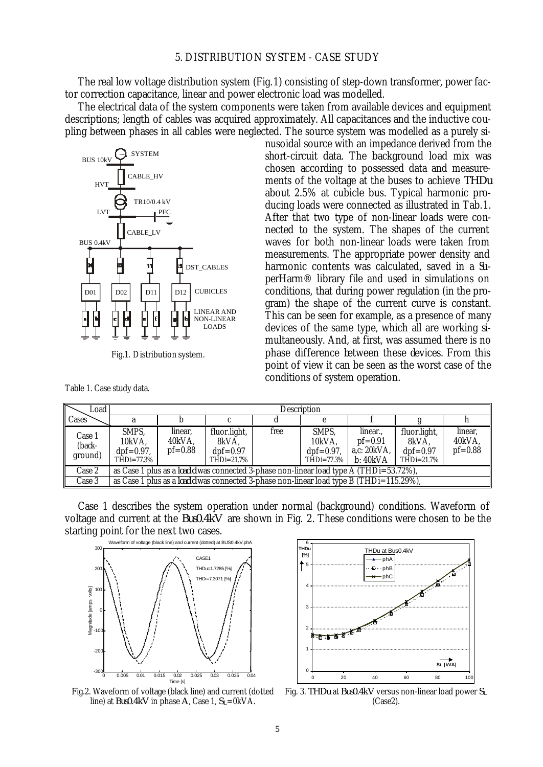## 5. DISTRIBUTION SYSTEM - CASE STUDY

The real low voltage distribution system (Fig.1) consisting of step-down transformer, power factor correction capacitance, linear and power electronic load was modelled.

The electrical data of the system components were taken from available devices and equipment descriptions; length of cables was acquired approximately. All capacitances and the inductive coupling between phases in all cables were neglected. The source system was modelled as a purely sinusoidal source with an impedance derived from the short-circuit data. The background load mix was chosen according to possessed data and measurements of the voltage at the buses to achieve *THDu* about 2.5% at cubicle bus. Typical harmonic producing loads were connected as illustrated in Tab.1. After that two type of non-linear loads were connected to the system. The shapes of the current waves for both non-linear loads were taken from measurements. The appropriate power density and harmonic contents was calculated, saved in a SuperHarm® library file and used in simulations on conditions, that during power regulation (in the program) the shape of the current curve is constant. This can be seen for example, as a presence of many devices of the same type, which all are working simultaneously. And, at first, was assumed there is no phase difference between these devices. From this point of view it can be seen as the worst case of the conditions of system operation.

Fig.1. Distribution system.

Table 1. Case study data.

| Cases \ Load | a | b | c | d | e | f | g | h |
|---|---|---|---|---|---|---|---|---|
| Case 1 (background) | SMPS, 10kVA, dpf=0.97, THDi=77.3% | linear, 40kVA, pf=0.88 | fluor.light, 8kVA, dpf=0.97 THDi=21.7% | free | SMPS, 10kVA, dpf=0.97, THDi=77.3% | linear., pf=0.91 a,c: 20kVA, b: 40kVA | fluor.light, 8kVA, dpf=0.97 THDi=21.7% | linear, 40kVA, pf=0.88 |
| Case 2 | as Case 1 plus as a **load d** was connected 3-phase non-linear load type A (THDi=53.72%), | | | | | | | |
| Case 3 | as Case 1 plus as a **load d** was connected 3-phase non-linear load type B (THDi=115.29%), | | | | | | | |

Case 1 describes the system operation under normal (background) conditions. Waveform of voltage and current at the *Bus0.4kV* are shown in Fig. 2. These conditions were chosen to be the starting point for the next two cases.

Fig.2. Waveform of voltage (black line) and current (dotted line) at *Bus0.4kV* in phase A, Case 1, $S_L$=0kVA.

Fig. 3. *THDu* at *Bus0.4kV* versus non-linear load power $S_L$ (Case2).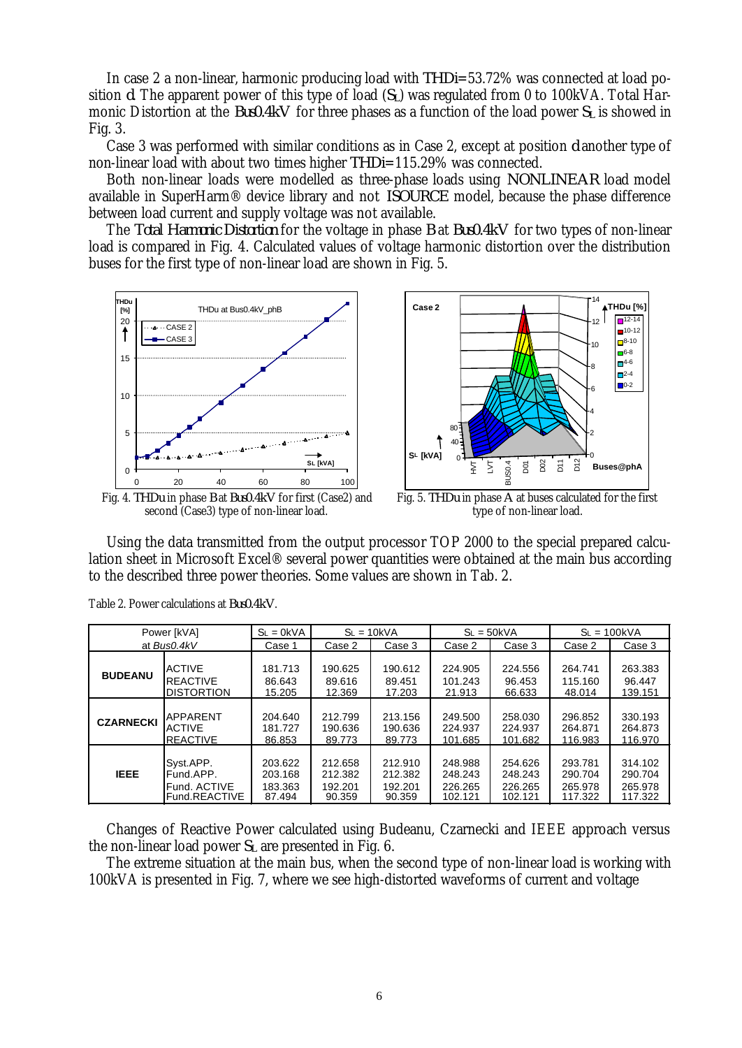In case 2 a non-linear, harmonic producing load with THDi=53.72% was connected at load position d. The apparent power of this type of load ($S_L$) was regulated from 0 to 100kVA. Total Harmonic Distortion at the Bus0.4kV for three phases as a function of the load power $S_L$ is showed in Fig. 3.

Case 3 was performed with similar conditions as in Case 2, except at position d another type of non-linear load with about two times higher THDi=115.29% was connected.

Both non-linear loads were modelled as three-phase loads using NONLINEAR load model available in SuperHarm® device library and not ISOURCE model, because the phase difference between load current and supply voltage was not available.

The *Total Harmonic Distortion* for the voltage in phase B at Bus0.4kV for two types of non-linear load is compared in Fig. 4. Calculated values of voltage harmonic distortion over the distribution buses for the first type of non-linear load are shown in Fig. 5.

Fig. 4. THDu in phase B at Bus0.4kV for first (Case2) and second (Case3) type of non-linear load.

Fig. 5. THDu in phase A at buses calculated for the first type of non-linear load.

Using the data transmitted from the output processor TOP 2000 to the special prepared calculation sheet in Microsoft Excel® several power quantities were obtained at the main bus according to the described three power theories. Some values are shown in Tab. 2.

Table 2. Power calculations at Bus0.4kV.

| Power [kVA] at *Bus0.4kV* | | $S_L$ = 0kVA | $S_L$ = 10kVA | | $S_L$ = 50kVA | | $S_L$ = 100kVA | |
|---|---|---|---|---|---|---|---|---|
| | | Case 1 | Case 2 | Case 3 | Case 2 | Case 3 | Case 2 | Case 3 |
| **BUDEANU** | ACTIVE | 181.713 | 190.625 | 190.612 | 224.905 | 224.556 | 264.741 | 263.383 |
| | REACTIVE | 86.643 | 89.616 | 89.451 | 101.243 | 96.453 | 115.160 | 96.447 |
| | DISTORTION | 15.205 | 12.369 | 17.203 | 21.913 | 66.633 | 48.014 | 139.151 |
| **CZARNECKI** | APPARENT | 204.640 | 212.799 | 213.156 | 249.500 | 258.030 | 296.852 | 330.193 |
| | ACTIVE | 181.727 | 190.636 | 190.636 | 224.937 | 224.937 | 264.871 | 264.873 |
| | REACTIVE | 86.853 | 89.773 | 89.773 | 101.685 | 101.682 | 116.983 | 116.970 |
| **IEEE** | Syst.APP. | 203.622 | 212.658 | 212.910 | 248.988 | 254.626 | 293.781 | 314.102 |
| | Fund.APP. | 203.168 | 212.382 | 212.382 | 248.243 | 248.243 | 290.704 | 290.704 |
| | Fund. ACTIVE | 183.363 | 192.201 | 192.201 | 226.265 | 226.265 | 265.978 | 265.978 |
| | Fund.REACTIVE | 87.494 | 90.359 | 90.359 | 102.121 | 102.121 | 117.322 | 117.322 |

Changes of Reactive Power calculated using Budeanu, Czarnecki and IEEE approach versus the non-linear load power $S_L$ are presented in Fig. 6.

The extreme situation at the main bus, when the second type of non-linear load is working with 100kVA is presented in Fig. 7, where we see high-distorted waveforms of current and voltage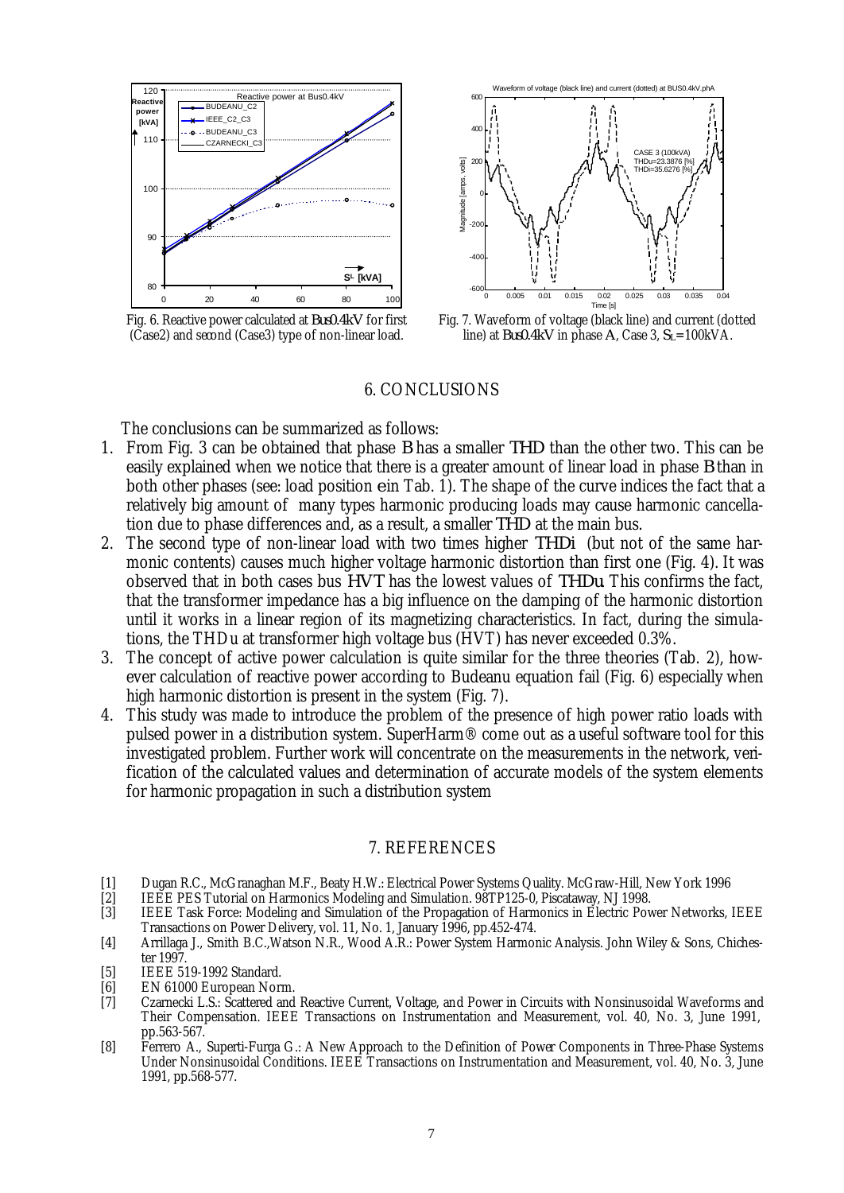Fig. 6. Reactive power calculated at Bus0.4kV for first (Case2) and second (Case3) type of non-linear load.

Fig. 7. Waveform of voltage (black line) and current (dotted line) at Bus0.4kV in phase A, Case 3, $S_L$=100kVA.

## 6. CONCLUSIONS

The conclusions can be summarized as follows:

1. From Fig. 3 can be obtained that phase B has a smaller THD than the other two. This can be easily explained when we notice that there is a greater amount of linear load in phase B than in both other phases (see: load position e in Tab. 1). The shape of the curve indices the fact that a relatively big amount of many types harmonic producing loads may cause harmonic cancellation due to phase differences and, as a result, a smaller THD at the main bus.
2. The second type of non-linear load with two times higher THDi (but not of the same harmonic contents) causes much higher voltage harmonic distortion than first one (Fig. 4). It was observed that in both cases bus HVT has the lowest values of THDu. This confirms the fact, that the transformer impedance has a big influence on the damping of the harmonic distortion until it works in a linear region of its magnetizing characteristics. In fact, during the simulations, the THDu at transformer high voltage bus (HVT) has never exceeded 0.3%.
3. The concept of active power calculation is quite similar for the three theories (Tab. 2), however calculation of reactive power according to Budeanu equation fail (Fig. 6) especially when high harmonic distortion is present in the system (Fig. 7).
4. This study was made to introduce the problem of the presence of high power ratio loads with pulsed power in a distribution system. SuperHarm® come out as a useful software tool for this investigated problem. Further work will concentrate on the measurements in the network, verification of the calculated values and determination of accurate models of the system elements for harmonic propagation in such a distribution system

## 7. REFERENCES

[1] Dugan R.C., McGranaghan M.F., Beaty H.W.: Electrical Power Systems Quality. McGraw-Hill, New York 1996

[2] IEEE PES Tutorial on Harmonics Modeling and Simulation. 98TP125-0, Piscataway, NJ 1998.

[3] IEEE Task Force: Modeling and Simulation of the Propagation of Harmonics in Electric Power Networks, IEEE Transactions on Power Delivery, vol. 11, No. 1, January 1996, pp.452-474.

[4] Arrillaga J., Smith B.C.,Watson N.R., Wood A.R.: Power System Harmonic Analysis. John Wiley & Sons, Chichester 1997.

[5] IEEE 519-1992 Standard.

[6] EN 61000 European Norm.

[7] Czarnecki L.S.: Scattered and Reactive Current, Voltage, and Power in Circuits with Nonsinusoidal Waveforms and Their Compensation. IEEE Transactions on Instrumentation and Measurement, vol. 40, No. 3, June 1991, pp.563-567.

[8] Ferrero A., Superti-Furga G.: A New Approach to the Definition of Power Components in Three-Phase Systems Under Nonsinusoidal Conditions. IEEE Transactions on Instrumentation and Measurement, vol. 40, No. 3, June 1991, pp.568-577.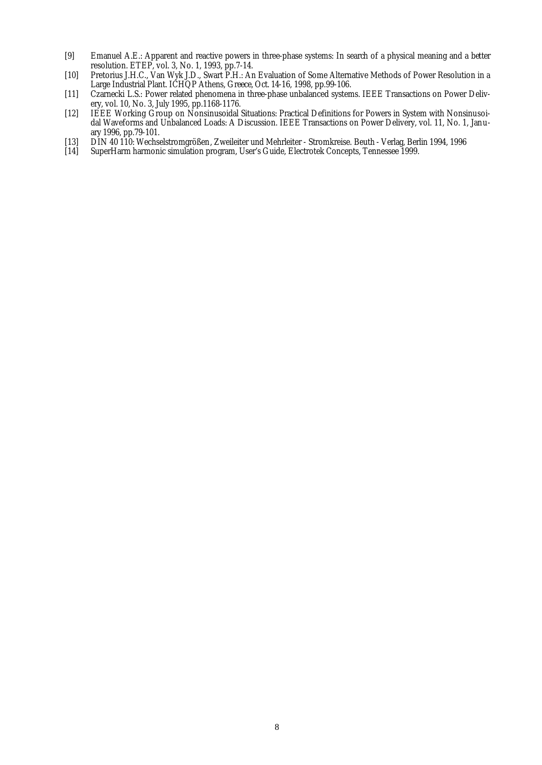[9] Emanuel A.E.: Apparent and reactive powers in three-phase systems: In search of a physical meaning and a better resolution. ETEP, vol. 3, No. 1, 1993, pp.7-14.

[10] Pretorius J.H.C., Van Wyk J.D., Swart P.H.: An Evaluation of Some Alternative Methods of Power Resolution in a Large Industrial Plant. ICHQP Athens, Greece, Oct. 14-16, 1998, pp.99-106.

[11] Czarnecki L.S.: Power related phenomena in three-phase unbalanced systems. IEEE Transactions on Power Delivery, vol. 10, No. 3, July 1995, pp.1168-1176.

[12] IEEE Working Group on Nonsinusoidal Situations: Practical Definitions for Powers in System with Nonsinusoidal Waveforms and Unbalanced Loads: A Discussion. IEEE Transactions on Power Delivery, vol. 11, No. 1, January 1996, pp.79-101.

[13] DIN 40 110: Wechselstromgrößen, Zweileiter und Mehrleiter - Stromkreise. Beuth - Verlag, Berlin 1994, 1996

[14] SuperHarm harmonic simulation program, User's Guide, Electrotek Concepts, Tennessee 1999.